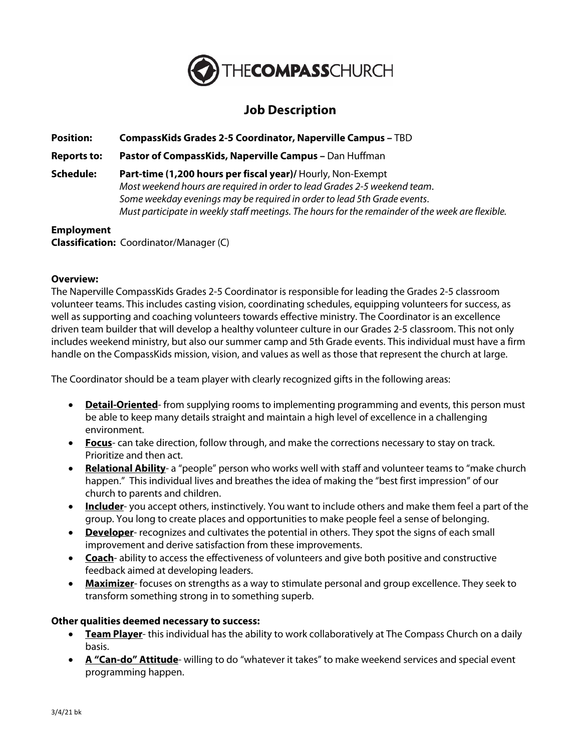THE**COMPASS**CHURCH

# Job Description

**Position:** **CompassKids Grades 2-5 Coordinator, Naperville Campus –** TBD

**Reports to:** **Pastor of CompassKids, Naperville Campus –** Dan Huffman

**Schedule:** **Part-time (1,200 hours per fiscal year)/** Hourly, Non-Exempt
*Most weekend hours are required in order to lead Grades 2-5 weekend team.*
*Some weekday evenings may be required in order to lead 5th Grade events.*
*Must participate in weekly staff meetings. The hours for the remainder of the week are flexible.*

**Employment Classification:** Coordinator/Manager (C)

**Overview:**
The Naperville CompassKids Grades 2-5 Coordinator is responsible for leading the Grades 2-5 classroom volunteer teams. This includes casting vision, coordinating schedules, equipping volunteers for success, as well as supporting and coaching volunteers towards effective ministry. The Coordinator is an excellence driven team builder that will develop a healthy volunteer culture in our Grades 2-5 classroom. This not only includes weekend ministry, but also our summer camp and 5th Grade events. This individual must have a firm handle on the CompassKids mission, vision, and values as well as those that represent the church at large.

The Coordinator should be a team player with clearly recognized gifts in the following areas:

- **Detail-Oriented**- from supplying rooms to implementing programming and events, this person must be able to keep many details straight and maintain a high level of excellence in a challenging environment.
- **Focus**- can take direction, follow through, and make the corrections necessary to stay on track. Prioritize and then act.
- **Relational Ability**- a "people" person who works well with staff and volunteer teams to "make church happen." This individual lives and breathes the idea of making the "best first impression" of our church to parents and children.
- **Includer**- you accept others, instinctively. You want to include others and make them feel a part of the group. You long to create places and opportunities to make people feel a sense of belonging.
- **Developer**- recognizes and cultivates the potential in others. They spot the signs of each small improvement and derive satisfaction from these improvements.
- **Coach**- ability to access the effectiveness of volunteers and give both positive and constructive feedback aimed at developing leaders.
- **Maximizer**- focuses on strengths as a way to stimulate personal and group excellence. They seek to transform something strong in to something superb.

**Other qualities deemed necessary to success:**

- **Team Player**- this individual has the ability to work collaboratively at The Compass Church on a daily basis.
- **A "Can-do" Attitude**- willing to do "whatever it takes" to make weekend services and special event programming happen.

3/4/21 bk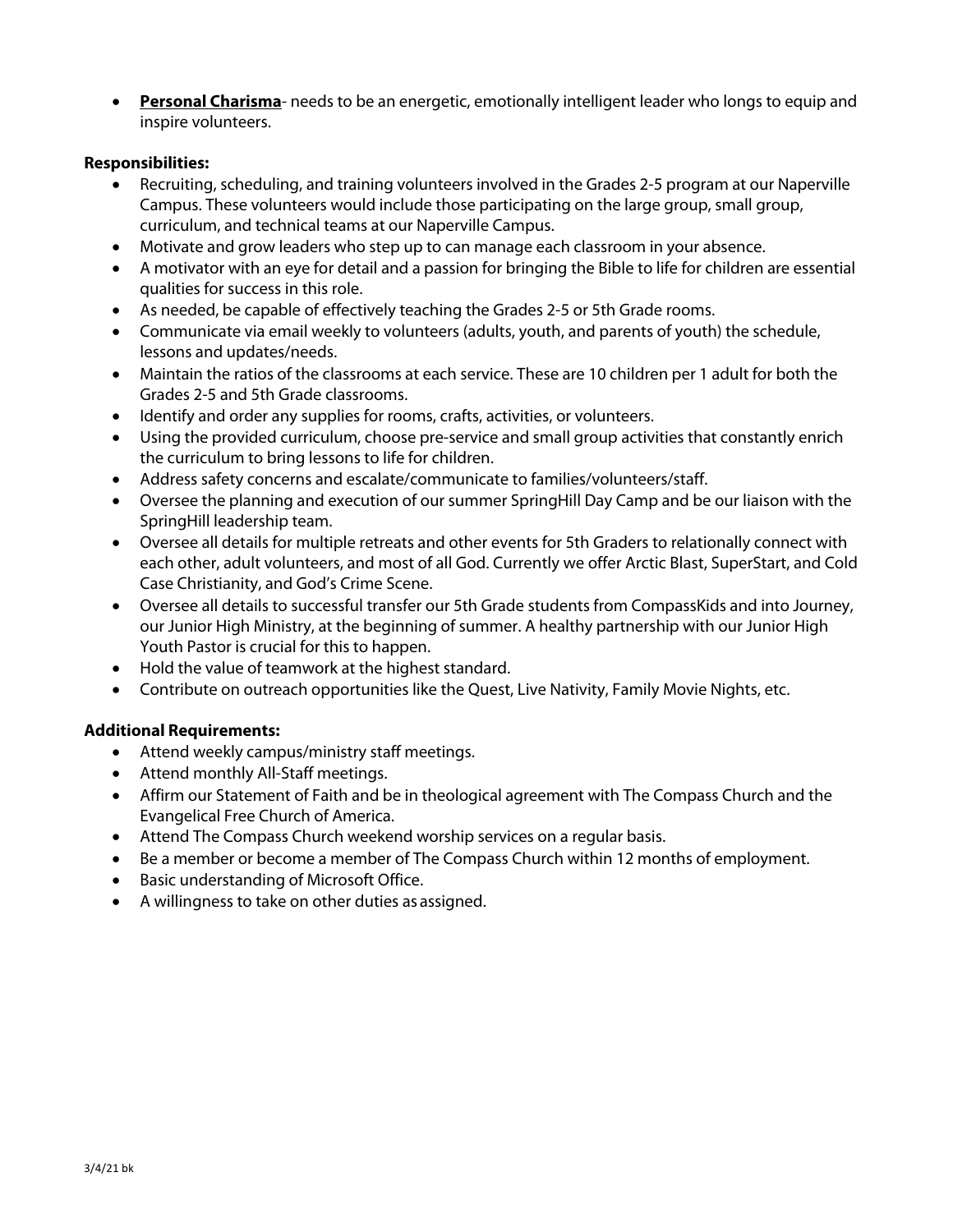- **Personal Charisma**- needs to be an energetic, emotionally intelligent leader who longs to equip and inspire volunteers.

**Responsibilities:**

- Recruiting, scheduling, and training volunteers involved in the Grades 2-5 program at our Naperville Campus. These volunteers would include those participating on the large group, small group, curriculum, and technical teams at our Naperville Campus.
- Motivate and grow leaders who step up to can manage each classroom in your absence.
- A motivator with an eye for detail and a passion for bringing the Bible to life for children are essential qualities for success in this role.
- As needed, be capable of effectively teaching the Grades 2-5 or 5th Grade rooms.
- Communicate via email weekly to volunteers (adults, youth, and parents of youth) the schedule, lessons and updates/needs.
- Maintain the ratios of the classrooms at each service. These are 10 children per 1 adult for both the Grades 2-5 and 5th Grade classrooms.
- Identify and order any supplies for rooms, crafts, activities, or volunteers.
- Using the provided curriculum, choose pre-service and small group activities that constantly enrich the curriculum to bring lessons to life for children.
- Address safety concerns and escalate/communicate to families/volunteers/staff.
- Oversee the planning and execution of our summer SpringHill Day Camp and be our liaison with the SpringHill leadership team.
- Oversee all details for multiple retreats and other events for 5th Graders to relationally connect with each other, adult volunteers, and most of all God. Currently we offer Arctic Blast, SuperStart, and Cold Case Christianity, and God's Crime Scene.
- Oversee all details to successful transfer our 5th Grade students from CompassKids and into Journey, our Junior High Ministry, at the beginning of summer. A healthy partnership with our Junior High Youth Pastor is crucial for this to happen.
- Hold the value of teamwork at the highest standard.
- Contribute on outreach opportunities like the Quest, Live Nativity, Family Movie Nights, etc.

**Additional Requirements:**

- Attend weekly campus/ministry staff meetings.
- Attend monthly All-Staff meetings.
- Affirm our Statement of Faith and be in theological agreement with The Compass Church and the Evangelical Free Church of America.
- Attend The Compass Church weekend worship services on a regular basis.
- Be a member or become a member of The Compass Church within 12 months of employment.
- Basic understanding of Microsoft Office.
- A willingness to take on other duties as assigned.

3/4/21 bk